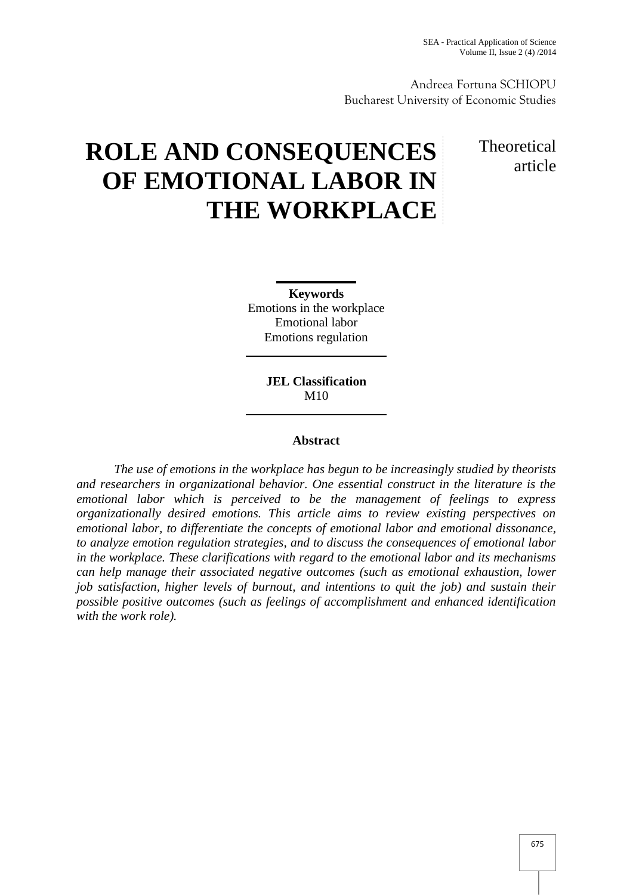Andreea Fortuna SCHIOPU
Bucharest University of Economic Studies

# ROLE AND CONSEQUENCES OF EMOTIONAL LABOR IN THE WORKPLACE

Theoretical article

**Keywords**
Emotions in the workplace
Emotional labor
Emotions regulation

**JEL Classification**
M10

**Abstract**

*The use of emotions in the workplace has begun to be increasingly studied by theorists and researchers in organizational behavior. One essential construct in the literature is the emotional labor which is perceived to be the management of feelings to express organizationally desired emotions. This article aims to review existing perspectives on emotional labor, to differentiate the concepts of emotional labor and emotional dissonance, to analyze emotion regulation strategies, and to discuss the consequences of emotional labor in the workplace. These clarifications with regard to the emotional labor and its mechanisms can help manage their associated negative outcomes (such as emotional exhaustion, lower job satisfaction, higher levels of burnout, and intentions to quit the job) and sustain their possible positive outcomes (such as feelings of accomplishment and enhanced identification with the work role).*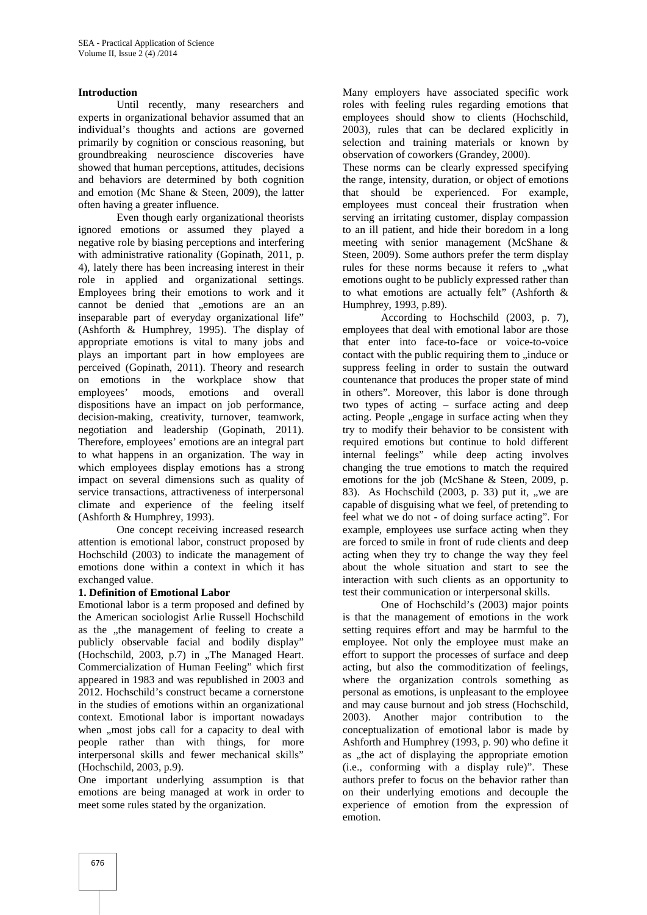## Introduction

Until recently, many researchers and experts in organizational behavior assumed that an individual's thoughts and actions are governed primarily by cognition or conscious reasoning, but groundbreaking neuroscience discoveries have showed that human perceptions, attitudes, decisions and behaviors are determined by both cognition and emotion (Mc Shane & Steen, 2009), the latter often having a greater influence.

Even though early organizational theorists ignored emotions or assumed they played a negative role by biasing perceptions and interfering with administrative rationality (Gopinath, 2011, p. 4), lately there has been increasing interest in their role in applied and organizational settings. Employees bring their emotions to work and it cannot be denied that „emotions are an an inseparable part of everyday organizational life" (Ashforth & Humphrey, 1995). The display of appropriate emotions is vital to many jobs and plays an important part in how employees are perceived (Gopinath, 2011). Theory and research on emotions in the workplace show that employees' moods, emotions and overall dispositions have an impact on job performance, decision-making, creativity, turnover, teamwork, negotiation and leadership (Gopinath, 2011). Therefore, employees' emotions are an integral part to what happens in an organization. The way in which employees display emotions has a strong impact on several dimensions such as quality of service transactions, attractiveness of interpersonal climate and experience of the feeling itself (Ashforth & Humphrey, 1993).

One concept receiving increased research attention is emotional labor, construct proposed by Hochschild (2003) to indicate the management of emotions done within a context in which it has exchanged value.

## 1. Definition of Emotional Labor

Emotional labor is a term proposed and defined by the American sociologist Arlie Russell Hochschild as the „the management of feeling to create a publicly observable facial and bodily display" (Hochschild, 2003, p.7) in „The Managed Heart. Commercialization of Human Feeling" which first appeared in 1983 and was republished in 2003 and 2012. Hochschild's construct became a cornerstone in the studies of emotions within an organizational context. Emotional labor is important nowadays when „most jobs call for a capacity to deal with people rather than with things, for more interpersonal skills and fewer mechanical skills" (Hochschild, 2003, p.9).

One important underlying assumption is that emotions are being managed at work in order to meet some rules stated by the organization.

Many employers have associated specific work roles with feeling rules regarding emotions that employees should show to clients (Hochschild, 2003), rules that can be declared explicitly in selection and training materials or known by observation of coworkers (Grandey, 2000).

These norms can be clearly expressed specifying the range, intensity, duration, or object of emotions that should be experienced. For example, employees must conceal their frustration when serving an irritating customer, display compassion to an ill patient, and hide their boredom in a long meeting with senior management (McShane & Steen, 2009). Some authors prefer the term display rules for these norms because it refers to „what emotions ought to be publicly expressed rather than to what emotions are actually felt" (Ashforth & Humphrey, 1993, p.89).

According to Hochschild (2003, p. 7), employees that deal with emotional labor are those that enter into face-to-face or voice-to-voice contact with the public requiring them to „induce or suppress feeling in order to sustain the outward countenance that produces the proper state of mind in others". Moreover, this labor is done through two types of acting – surface acting and deep acting. People „engage in surface acting when they try to modify their behavior to be consistent with required emotions but continue to hold different internal feelings" while deep acting involves changing the true emotions to match the required emotions for the job (McShane & Steen, 2009, p. 83). As Hochschild (2003, p. 33) put it, „we are capable of disguising what we feel, of pretending to feel what we do not - of doing surface acting". For example, employees use surface acting when they are forced to smile in front of rude clients and deep acting when they try to change the way they feel about the whole situation and start to see the interaction with such clients as an opportunity to test their communication or interpersonal skills.

One of Hochschild's (2003) major points is that the management of emotions in the work setting requires effort and may be harmful to the employee. Not only the employee must make an effort to support the processes of surface and deep acting, but also the commoditization of feelings, where the organization controls something as personal as emotions, is unpleasant to the employee and may cause burnout and job stress (Hochschild, 2003). Another major contribution to the conceptualization of emotional labor is made by Ashforth and Humphrey (1993, p. 90) who define it as „the act of displaying the appropriate emotion (i.e., conforming with a display rule)". These authors prefer to focus on the behavior rather than on their underlying emotions and decouple the experience of emotion from the expression of emotion.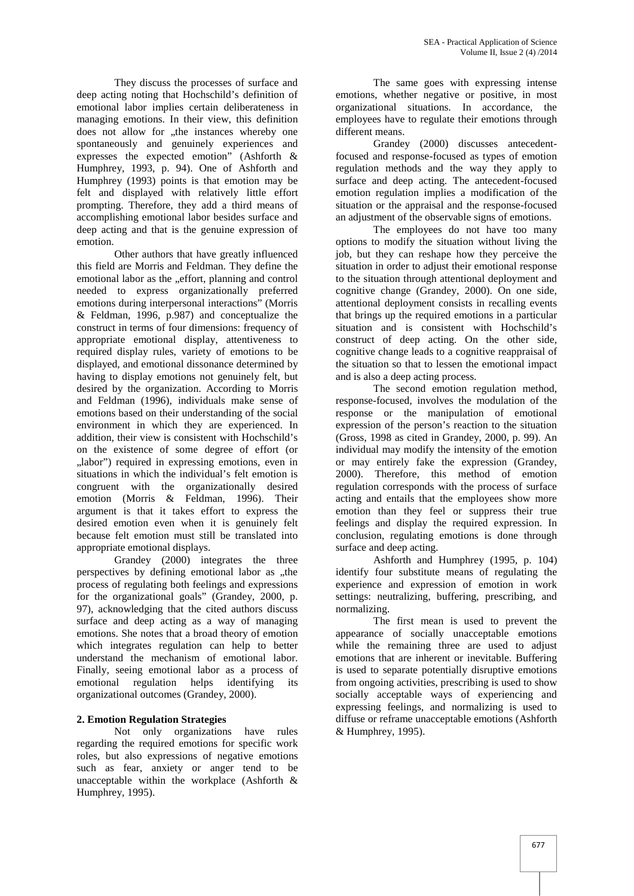They discuss the processes of surface and deep acting noting that Hochschild's definition of emotional labor implies certain deliberateness in managing emotions. In their view, this definition does not allow for „the instances whereby one spontaneously and genuinely experiences and expresses the expected emotion" (Ashforth & Humphrey, 1993, p. 94). One of Ashforth and Humphrey (1993) points is that emotion may be felt and displayed with relatively little effort prompting. Therefore, they add a third means of accomplishing emotional labor besides surface and deep acting and that is the genuine expression of emotion.

Other authors that have greatly influenced this field are Morris and Feldman. They define the emotional labor as the „effort, planning and control needed to express organizationally preferred emotions during interpersonal interactions" (Morris & Feldman, 1996, p.987) and conceptualize the construct in terms of four dimensions: frequency of appropriate emotional display, attentiveness to required display rules, variety of emotions to be displayed, and emotional dissonance determined by having to display emotions not genuinely felt, but desired by the organization. According to Morris and Feldman (1996), individuals make sense of emotions based on their understanding of the social environment in which they are experienced. In addition, their view is consistent with Hochschild's on the existence of some degree of effort (or „labor") required in expressing emotions, even in situations in which the individual's felt emotion is congruent with the organizationally desired emotion (Morris & Feldman, 1996). Their argument is that it takes effort to express the desired emotion even when it is genuinely felt because felt emotion must still be translated into appropriate emotional displays.

Grandey (2000) integrates the three perspectives by defining emotional labor as „the process of regulating both feelings and expressions for the organizational goals" (Grandey, 2000, p. 97), acknowledging that the cited authors discuss surface and deep acting as a way of managing emotions. She notes that a broad theory of emotion which integrates regulation can help to better understand the mechanism of emotional labor. Finally, seeing emotional labor as a process of emotional regulation helps identifying its organizational outcomes (Grandey, 2000).

## 2. Emotion Regulation Strategies

Not only organizations have rules regarding the required emotions for specific work roles, but also expressions of negative emotions such as fear, anxiety or anger tend to be unacceptable within the workplace (Ashforth & Humphrey, 1995).

The same goes with expressing intense emotions, whether negative or positive, in most organizational situations. In accordance, the employees have to regulate their emotions through different means.

Grandey (2000) discusses antecedent-focused and response-focused as types of emotion regulation methods and the way they apply to surface and deep acting. The antecedent-focused emotion regulation implies a modification of the situation or the appraisal and the response-focused an adjustment of the observable signs of emotions.

The employees do not have too many options to modify the situation without living the job, but they can reshape how they perceive the situation in order to adjust their emotional response to the situation through attentional deployment and cognitive change (Grandey, 2000). On one side, attentional deployment consists in recalling events that brings up the required emotions in a particular situation and is consistent with Hochschild's construct of deep acting. On the other side, cognitive change leads to a cognitive reappraisal of the situation so that to lessen the emotional impact and is also a deep acting process.

The second emotion regulation method, response-focused, involves the modulation of the response or the manipulation of emotional expression of the person's reaction to the situation (Gross, 1998 as cited in Grandey, 2000, p. 99). An individual may modify the intensity of the emotion or may entirely fake the expression (Grandey, 2000). Therefore, this method of emotion regulation corresponds with the process of surface acting and entails that the employees show more emotion than they feel or suppress their true feelings and display the required expression. In conclusion, regulating emotions is done through surface and deep acting.

Ashforth and Humphrey (1995, p. 104) identify four substitute means of regulating the experience and expression of emotion in work settings: neutralizing, buffering, prescribing, and normalizing.

The first mean is used to prevent the appearance of socially unacceptable emotions while the remaining three are used to adjust emotions that are inherent or inevitable. Buffering is used to separate potentially disruptive emotions from ongoing activities, prescribing is used to show socially acceptable ways of experiencing and expressing feelings, and normalizing is used to diffuse or reframe unacceptable emotions (Ashforth & Humphrey, 1995).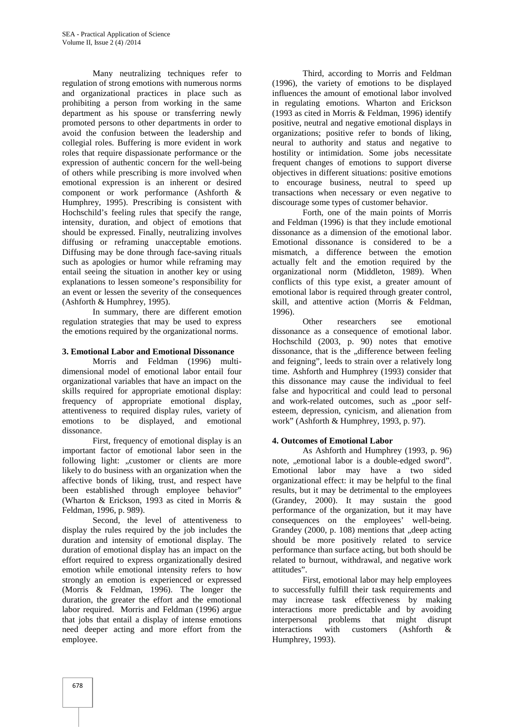Many neutralizing techniques refer to regulation of strong emotions with numerous norms and organizational practices in place such as prohibiting a person from working in the same department as his spouse or transferring newly promoted persons to other departments in order to avoid the confusion between the leadership and collegial roles. Buffering is more evident in work roles that require dispassionate performance or the expression of authentic concern for the well-being of others while prescribing is more involved when emotional expression is an inherent or desired component or work performance (Ashforth & Humphrey, 1995). Prescribing is consistent with Hochschild's feeling rules that specify the range, intensity, duration, and object of emotions that should be expressed. Finally, neutralizing involves diffusing or reframing unacceptable emotions. Diffusing may be done through face-saving rituals such as apologies or humor while reframing may entail seeing the situation in another key or using explanations to lessen someone's responsibility for an event or lessen the severity of the consequences (Ashforth & Humphrey, 1995).

In summary, there are different emotion regulation strategies that may be used to express the emotions required by the organizational norms.

### 3. Emotional Labor and Emotional Dissonance

Morris and Feldman (1996) multi-dimensional model of emotional labor entail four organizational variables that have an impact on the skills required for appropriate emotional display: frequency of appropriate emotional display, attentiveness to required display rules, variety of emotions to be displayed, and emotional dissonance.

First, frequency of emotional display is an important factor of emotional labor seen in the following light: „customer or clients are more likely to do business with an organization when the affective bonds of liking, trust, and respect have been established through employee behavior" (Wharton & Erickson, 1993 as cited in Morris & Feldman, 1996, p. 989).

Second, the level of attentiveness to display the rules required by the job includes the duration and intensity of emotional display. The duration of emotional display has an impact on the effort required to express organizationally desired emotion while emotional intensity refers to how strongly an emotion is experienced or expressed (Morris & Feldman, 1996). The longer the duration, the greater the effort and the emotional labor required. Morris and Feldman (1996) argue that jobs that entail a display of intense emotions need deeper acting and more effort from the employee.

Third, according to Morris and Feldman (1996), the variety of emotions to be displayed influences the amount of emotional labor involved in regulating emotions. Wharton and Erickson (1993 as cited in Morris & Feldman, 1996) identify positive, neutral and negative emotional displays in organizations; positive refer to bonds of liking, neural to authority and status and negative to hostility or intimidation. Some jobs necessitate frequent changes of emotions to support diverse objectives in different situations: positive emotions to encourage business, neutral to speed up transactions when necessary or even negative to discourage some types of customer behavior.

Forth, one of the main points of Morris and Feldman (1996) is that they include emotional dissonance as a dimension of the emotional labor. Emotional dissonance is considered to be a mismatch, a difference between the emotion actually felt and the emotion required by the organizational norm (Middleton, 1989). When conflicts of this type exist, a greater amount of emotional labor is required through greater control, skill, and attentive action (Morris & Feldman, 1996).

Other researchers see emotional dissonance as a consequence of emotional labor. Hochschild (2003, p. 90) notes that emotive dissonance, that is the „difference between feeling and feigning", leeds to strain over a relatively long time. Ashforth and Humphrey (1993) consider that this dissonance may cause the individual to feel false and hypocritical and could lead to personal and work-related outcomes, such as „poor self-esteem, depression, cynicism, and alienation from work" (Ashforth & Humphrey, 1993, p. 97).

### 4. Outcomes of Emotional Labor

As Ashforth and Humphrey (1993, p. 96) note, „emotional labor is a double-edged sword". Emotional labor may have a two sided organizational effect: it may be helpful to the final results, but it may be detrimental to the employees (Grandey, 2000). It may sustain the good performance of the organization, but it may have consequences on the employees' well-being. Grandey (2000, p. 108) mentions that „deep acting should be more positively related to service performance than surface acting, but both should be related to burnout, withdrawal, and negative work attitudes".

First, emotional labor may help employees to successfully fulfill their task requirements and may increase task effectiveness by making interactions more predictable and by avoiding interpersonal problems that might disrupt interactions with customers (Ashforth & Humphrey, 1993).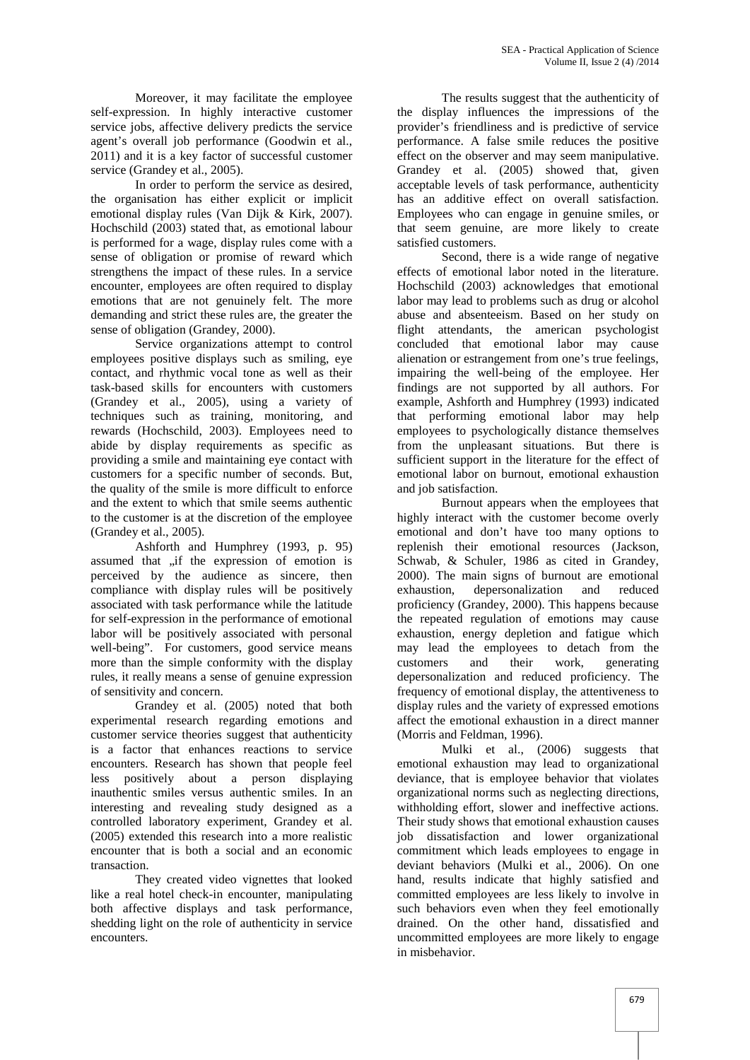Moreover, it may facilitate the employee self-expression. In highly interactive customer service jobs, affective delivery predicts the service agent's overall job performance (Goodwin et al., 2011) and it is a key factor of successful customer service (Grandey et al., 2005).

In order to perform the service as desired, the organisation has either explicit or implicit emotional display rules (Van Dijk & Kirk, 2007). Hochschild (2003) stated that, as emotional labour is performed for a wage, display rules come with a sense of obligation or promise of reward which strengthens the impact of these rules. In a service encounter, employees are often required to display emotions that are not genuinely felt. The more demanding and strict these rules are, the greater the sense of obligation (Grandey, 2000).

Service organizations attempt to control employees positive displays such as smiling, eye contact, and rhythmic vocal tone as well as their task-based skills for encounters with customers (Grandey et al., 2005), using a variety of techniques such as training, monitoring, and rewards (Hochschild, 2003). Employees need to abide by display requirements as specific as providing a smile and maintaining eye contact with customers for a specific number of seconds. But, the quality of the smile is more difficult to enforce and the extent to which that smile seems authentic to the customer is at the discretion of the employee (Grandey et al., 2005).

Ashforth and Humphrey (1993, p. 95) assumed that „if the expression of emotion is perceived by the audience as sincere, then compliance with display rules will be positively associated with task performance while the latitude for self-expression in the performance of emotional labor will be positively associated with personal well-being". For customers, good service means more than the simple conformity with the display rules, it really means a sense of genuine expression of sensitivity and concern.

Grandey et al. (2005) noted that both experimental research regarding emotions and customer service theories suggest that authenticity is a factor that enhances reactions to service encounters. Research has shown that people feel less positively about a person displaying inauthentic smiles versus authentic smiles. In an interesting and revealing study designed as a controlled laboratory experiment, Grandey et al. (2005) extended this research into a more realistic encounter that is both a social and an economic transaction.

They created video vignettes that looked like a real hotel check-in encounter, manipulating both affective displays and task performance, shedding light on the role of authenticity in service encounters.

The results suggest that the authenticity of the display influences the impressions of the provider's friendliness and is predictive of service performance. A false smile reduces the positive effect on the observer and may seem manipulative. Grandey et al. (2005) showed that, given acceptable levels of task performance, authenticity has an additive effect on overall satisfaction. Employees who can engage in genuine smiles, or that seem genuine, are more likely to create satisfied customers.

Second, there is a wide range of negative effects of emotional labor noted in the literature. Hochschild (2003) acknowledges that emotional labor may lead to problems such as drug or alcohol abuse and absenteeism. Based on her study on flight attendants, the american psychologist concluded that emotional labor may cause alienation or estrangement from one's true feelings, impairing the well-being of the employee. Her findings are not supported by all authors. For example, Ashforth and Humphrey (1993) indicated that performing emotional labor may help employees to psychologically distance themselves from the unpleasant situations. But there is sufficient support in the literature for the effect of emotional labor on burnout, emotional exhaustion and job satisfaction.

Burnout appears when the employees that highly interact with the customer become overly emotional and don't have too many options to replenish their emotional resources (Jackson, Schwab, & Schuler, 1986 as cited in Grandey, 2000). The main signs of burnout are emotional exhaustion, depersonalization and reduced proficiency (Grandey, 2000). This happens because the repeated regulation of emotions may cause exhaustion, energy depletion and fatigue which may lead the employees to detach from the customers and their work, generating depersonalization and reduced proficiency. The frequency of emotional display, the attentiveness to display rules and the variety of expressed emotions affect the emotional exhaustion in a direct manner (Morris and Feldman, 1996).

Mulki et al., (2006) suggests that emotional exhaustion may lead to organizational deviance, that is employee behavior that violates organizational norms such as neglecting directions, withholding effort, slower and ineffective actions. Their study shows that emotional exhaustion causes job dissatisfaction and lower organizational commitment which leads employees to engage in deviant behaviors (Mulki et al., 2006). On one hand, results indicate that highly satisfied and committed employees are less likely to involve in such behaviors even when they feel emotionally drained. On the other hand, dissatisfied and uncommitted employees are more likely to engage in misbehavior.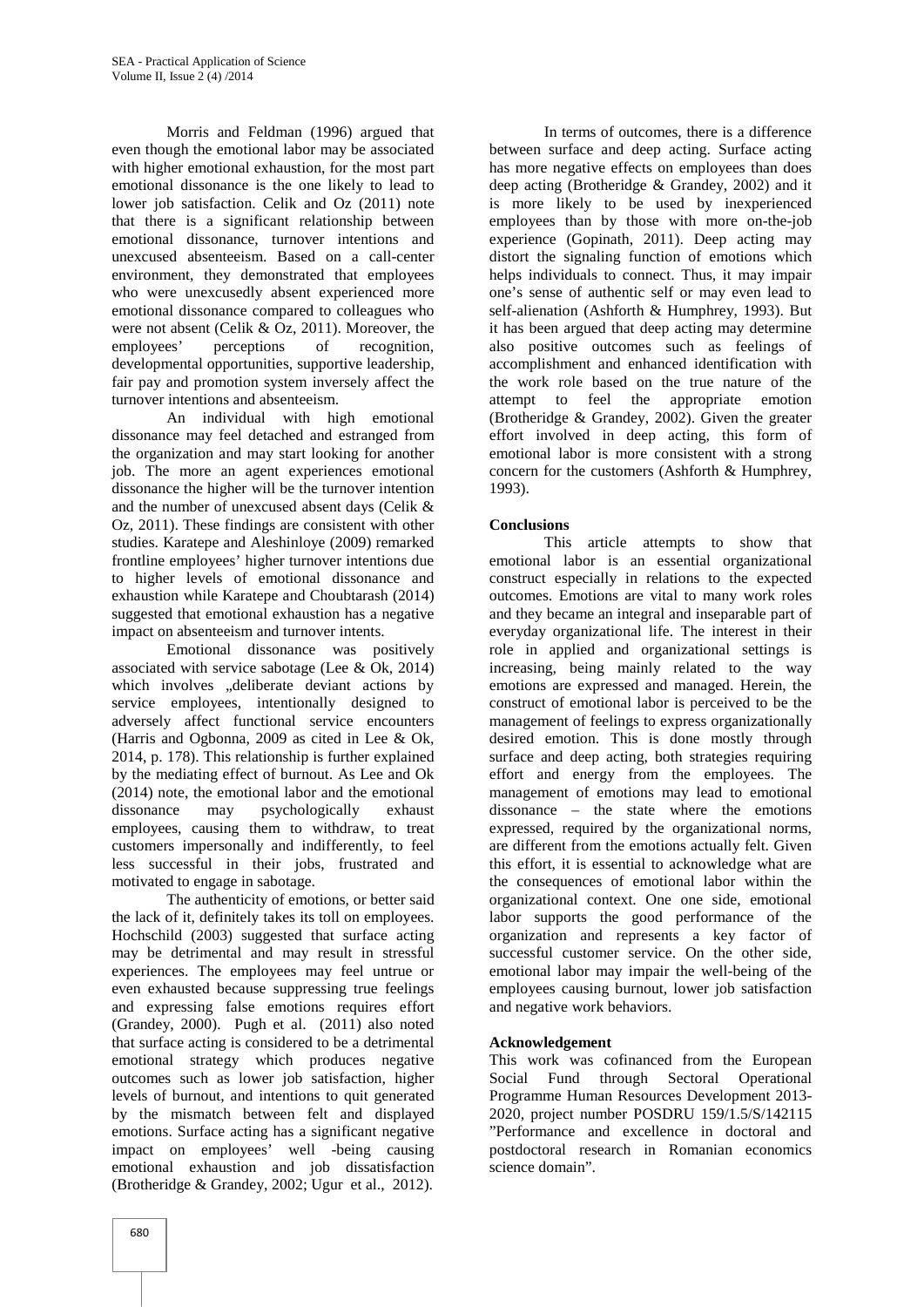Morris and Feldman (1996) argued that even though the emotional labor may be associated with higher emotional exhaustion, for the most part emotional dissonance is the one likely to lead to lower job satisfaction. Celik and Oz (2011) note that there is a significant relationship between emotional dissonance, turnover intentions and unexcused absenteeism. Based on a call-center environment, they demonstrated that employees who were unexcusedly absent experienced more emotional dissonance compared to colleagues who were not absent (Celik & Oz, 2011). Moreover, the employees' perceptions of recognition, developmental opportunities, supportive leadership, fair pay and promotion system inversely affect the turnover intentions and absenteeism.

An individual with high emotional dissonance may feel detached and estranged from the organization and may start looking for another job. The more an agent experiences emotional dissonance the higher will be the turnover intention and the number of unexcused absent days (Celik & Oz, 2011). These findings are consistent with other studies. Karatepe and Aleshinloye (2009) remarked frontline employees' higher turnover intentions due to higher levels of emotional dissonance and exhaustion while Karatepe and Choubtarash (2014) suggested that emotional exhaustion has a negative impact on absenteeism and turnover intents.

Emotional dissonance was positively associated with service sabotage (Lee & Ok, 2014) which involves „deliberate deviant actions by service employees, intentionally designed to adversely affect functional service encounters (Harris and Ogbonna, 2009 as cited in Lee & Ok, 2014, p. 178). This relationship is further explained by the mediating effect of burnout. As Lee and Ok (2014) note, the emotional labor and the emotional dissonance may psychologically exhaust employees, causing them to withdraw, to treat customers impersonally and indifferently, to feel less successful in their jobs, frustrated and motivated to engage in sabotage.

The authenticity of emotions, or better said the lack of it, definitely takes its toll on employees. Hochschild (2003) suggested that surface acting may be detrimental and may result in stressful experiences. The employees may feel untrue or even exhausted because suppressing true feelings and expressing false emotions requires effort (Grandey, 2000). Pugh et al. (2011) also noted that surface acting is considered to be a detrimental emotional strategy which produces negative outcomes such as lower job satisfaction, higher levels of burnout, and intentions to quit generated by the mismatch between felt and displayed emotions. Surface acting has a significant negative impact on employees' well -being causing emotional exhaustion and job dissatisfaction (Brotheridge & Grandey, 2002; Ugur et al., 2012).

In terms of outcomes, there is a difference between surface and deep acting. Surface acting has more negative effects on employees than does deep acting (Brotheridge & Grandey, 2002) and it is more likely to be used by inexperienced employees than by those with more on-the-job experience (Gopinath, 2011). Deep acting may distort the signaling function of emotions which helps individuals to connect. Thus, it may impair one's sense of authentic self or may even lead to self-alienation (Ashforth & Humphrey, 1993). But it has been argued that deep acting may determine also positive outcomes such as feelings of accomplishment and enhanced identification with the work role based on the true nature of the attempt to feel the appropriate emotion (Brotheridge & Grandey, 2002). Given the greater effort involved in deep acting, this form of emotional labor is more consistent with a strong concern for the customers (Ashforth & Humphrey, 1993).

## Conclusions

This article attempts to show that emotional labor is an essential organizational construct especially in relations to the expected outcomes. Emotions are vital to many work roles and they became an integral and inseparable part of everyday organizational life. The interest in their role in applied and organizational settings is increasing, being mainly related to the way emotions are expressed and managed. Herein, the construct of emotional labor is perceived to be the management of feelings to express organizationally desired emotion. This is done mostly through surface and deep acting, both strategies requiring effort and energy from the employees. The management of emotions may lead to emotional dissonance – the state where the emotions expressed, required by the organizational norms, are different from the emotions actually felt. Given this effort, it is essential to acknowledge what are the consequences of emotional labor within the organizational context. One one side, emotional labor supports the good performance of the organization and represents a key factor of successful customer service. On the other side, emotional labor may impair the well-being of the employees causing burnout, lower job satisfaction and negative work behaviors.

## Acknowledgement

This work was cofinanced from the European Social Fund through Sectoral Operational Programme Human Resources Development 2013-2020, project number POSDRU 159/1.5/S/142115 "Performance and excellence in doctoral and postdoctoral research in Romanian economics science domain".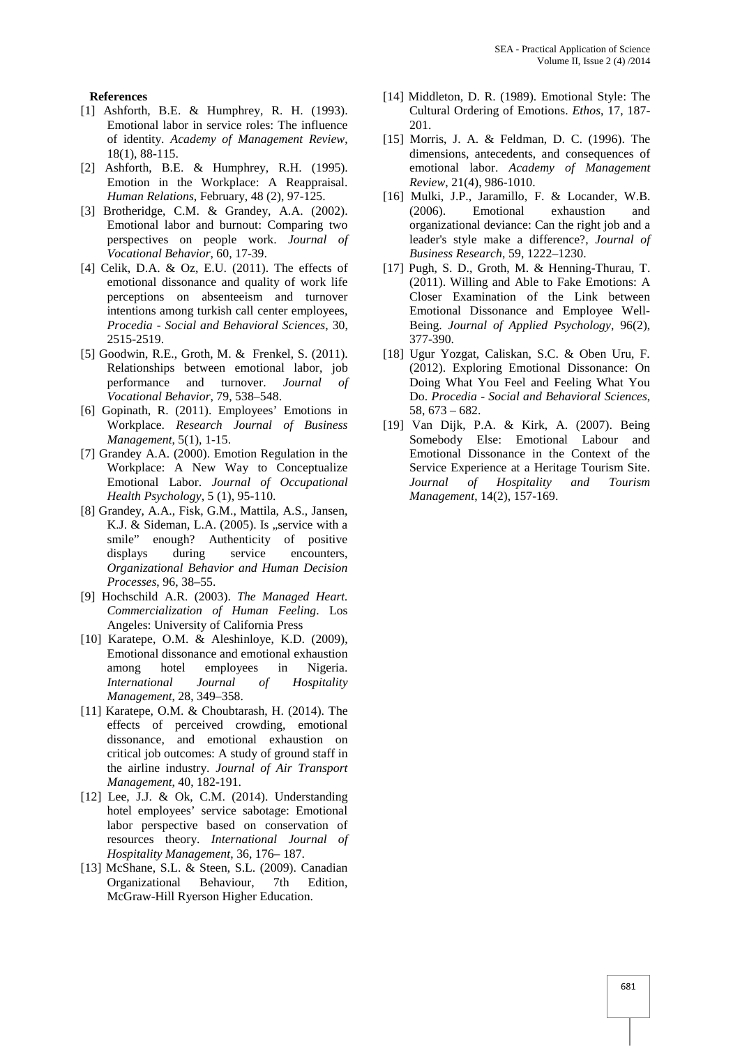**References**

[1] Ashforth, B.E. & Humphrey, R. H. (1993). Emotional labor in service roles: The influence of identity. *Academy of Management Review*, 18(1), 88-115.

[2] Ashforth, B.E. & Humphrey, R.H. (1995). Emotion in the Workplace: A Reappraisal. *Human Relations*, February, 48 (2), 97-125.

[3] Brotheridge, C.M. & Grandey, A.A. (2002). Emotional labor and burnout: Comparing two perspectives on people work. *Journal of Vocational Behavior*, 60, 17-39.

[4] Celik, D.A. & Oz, E.U. (2011). The effects of emotional dissonance and quality of work life perceptions on absenteeism and turnover intentions among turkish call center employees, *Procedia - Social and Behavioral Sciences*, 30, 2515-2519.

[5] Goodwin, R.E., Groth, M. & Frenkel, S. (2011). Relationships between emotional labor, job performance and turnover. *Journal of Vocational Behavior*, 79, 538–548.

[6] Gopinath, R. (2011). Employees' Emotions in Workplace. *Research Journal of Business Management*, 5(1), 1-15.

[7] Grandey A.A. (2000). Emotion Regulation in the Workplace: A New Way to Conceptualize Emotional Labor. *Journal of Occupational Health Psychology*, 5 (1), 95-110.

[8] Grandey, A.A., Fisk, G.M., Mattila, A.S., Jansen, K.J. & Sideman, L.A. (2005). Is „service with a smile" enough? Authenticity of positive displays during service encounters, *Organizational Behavior and Human Decision Processes*, 96, 38–55.

[9] Hochschild A.R. (2003). *The Managed Heart. Commercialization of Human Feeling*. Los Angeles: University of California Press

[10] Karatepe, O.M. & Aleshinloye, K.D. (2009), Emotional dissonance and emotional exhaustion among hotel employees in Nigeria. *International Journal of Hospitality Management*, 28, 349–358.

[11] Karatepe, O.M. & Choubtarash, H. (2014). The effects of perceived crowding, emotional dissonance, and emotional exhaustion on critical job outcomes: A study of ground staff in the airline industry. *Journal of Air Transport Management*, 40, 182-191.

[12] Lee, J.J. & Ok, C.M. (2014). Understanding hotel employees' service sabotage: Emotional labor perspective based on conservation of resources theory. *International Journal of Hospitality Management*, 36, 176– 187.

[13] McShane, S.L. & Steen, S.L. (2009). Canadian Organizational Behaviour, 7th Edition, McGraw-Hill Ryerson Higher Education.

[14] Middleton, D. R. (1989). Emotional Style: The Cultural Ordering of Emotions. *Ethos*, 17, 187-201.

[15] Morris, J. A. & Feldman, D. C. (1996). The dimensions, antecedents, and consequences of emotional labor. *Academy of Management Review*, 21(4), 986-1010.

[16] Mulki, J.P., Jaramillo, F. & Locander, W.B. (2006). Emotional exhaustion and organizational deviance: Can the right job and a leader's style make a difference?, *Journal of Business Research*, 59, 1222–1230.

[17] Pugh, S. D., Groth, M. & Henning-Thurau, T. (2011). Willing and Able to Fake Emotions: A Closer Examination of the Link between Emotional Dissonance and Employee Well-Being. *Journal of Applied Psychology*, 96(2), 377-390.

[18] Ugur Yozgat, Caliskan, S.C. & Oben Uru, F. (2012). Exploring Emotional Dissonance: On Doing What You Feel and Feeling What You Do. *Procedia - Social and Behavioral Sciences*, 58, 673 – 682.

[19] Van Dijk, P.A. & Kirk, A. (2007). Being Somebody Else: Emotional Labour and Emotional Dissonance in the Context of the Service Experience at a Heritage Tourism Site. *Journal of Hospitality and Tourism Management*, 14(2), 157-169.